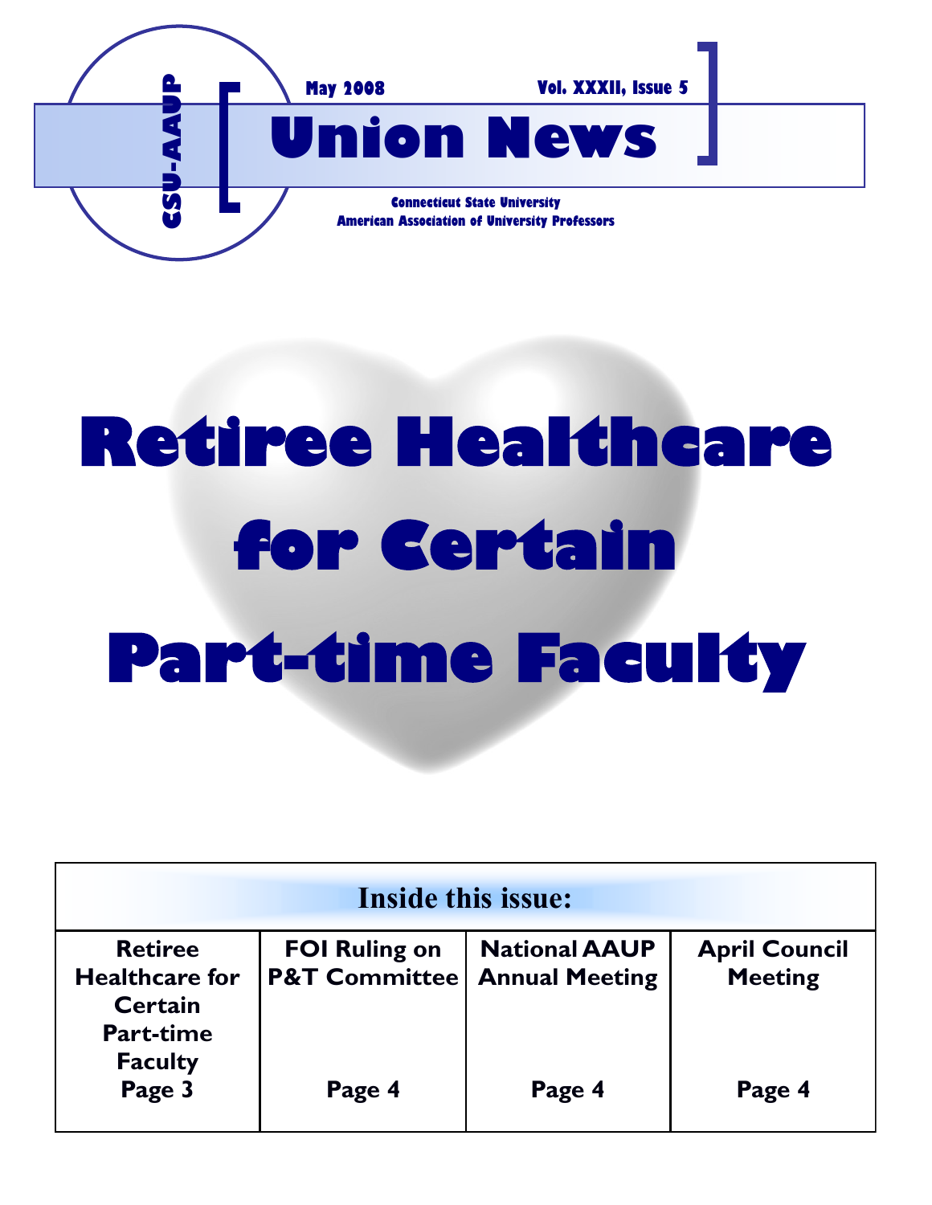CSU-AAUP

May 2008 Vol. XXXII, Issue 5

# Union News

**Connecticut State University**
**American Association of University Professors**

# Retiree Healthcare for Certain Part-time Faculty

| Inside this issue: | | | |
|---|---|---|---|
| **Retiree Healthcare for Certain Part-time Faculty Page 3** | **FOI Ruling on P&T Committee Page 4** | **National AAUP Annual Meeting Page 4** | **April Council Meeting Page 4** |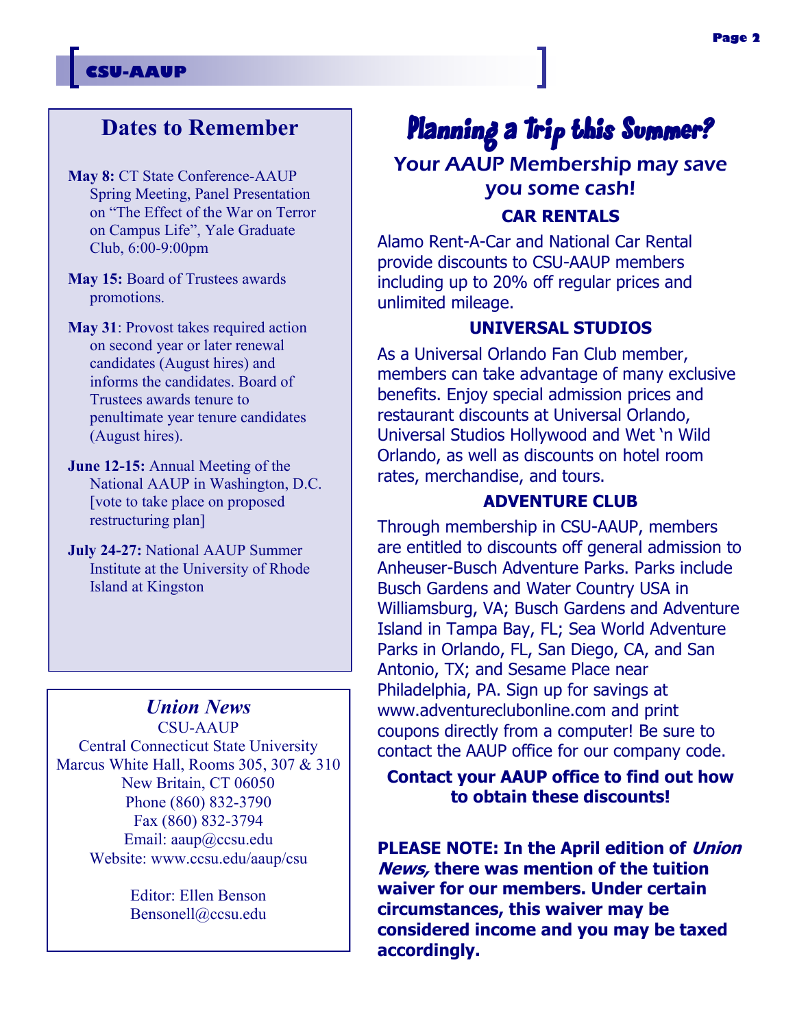## Dates to Remember

**May 8:** CT State Conference-AAUP Spring Meeting, Panel Presentation on “The Effect of the War on Terror on Campus Life”, Yale Graduate Club, 6:00-9:00pm

**May 15:** Board of Trustees awards promotions.

**May 31**: Provost takes required action on second year or later renewal candidates (August hires) and informs the candidates. Board of Trustees awards tenure to penultimate year tenure candidates (August hires).

**June 12-15:** Annual Meeting of the National AAUP in Washington, D.C. [vote to take place on proposed restructuring plan]

**July 24-27:** National AAUP Summer Institute at the University of Rhode Island at Kingston

### *Union News*

CSU-AAUP
Central Connecticut State University
Marcus White Hall, Rooms 305, 307 & 310
New Britain, CT 06050
Phone (860) 832-3790
Fax (860) 832-3794
Email: aaup@ccsu.edu
Website: www.ccsu.edu/aaup/csu

Editor: Ellen Benson
Bensonell@ccsu.edu

# Planning a trip this Summer?

## Your AAUP Membership may save you some cash!

### CAR RENTALS

Alamo Rent-A-Car and National Car Rental provide discounts to CSU-AAUP members including up to 20% off regular prices and unlimited mileage.

### UNIVERSAL STUDIOS

As a Universal Orlando Fan Club member, members can take advantage of many exclusive benefits. Enjoy special admission prices and restaurant discounts at Universal Orlando, Universal Studios Hollywood and Wet ‘n Wild Orlando, as well as discounts on hotel room rates, merchandise, and tours.

### ADVENTURE CLUB

Through membership in CSU-AAUP, members are entitled to discounts off general admission to Anheuser-Busch Adventure Parks. Parks include Busch Gardens and Water Country USA in Williamsburg, VA; Busch Gardens and Adventure Island in Tampa Bay, FL; Sea World Adventure Parks in Orlando, FL, San Diego, CA, and San Antonio, TX; and Sesame Place near Philadelphia, PA. Sign up for savings at www.adventureclubonline.com and print coupons directly from a computer! Be sure to contact the AAUP office for our company code.

**Contact your AAUP office to find out how to obtain these discounts!**

**PLEASE NOTE: In the April edition of *Union News,* there was mention of the tuition waiver for our members. Under certain circumstances, this waiver may be considered income and you may be taxed accordingly.**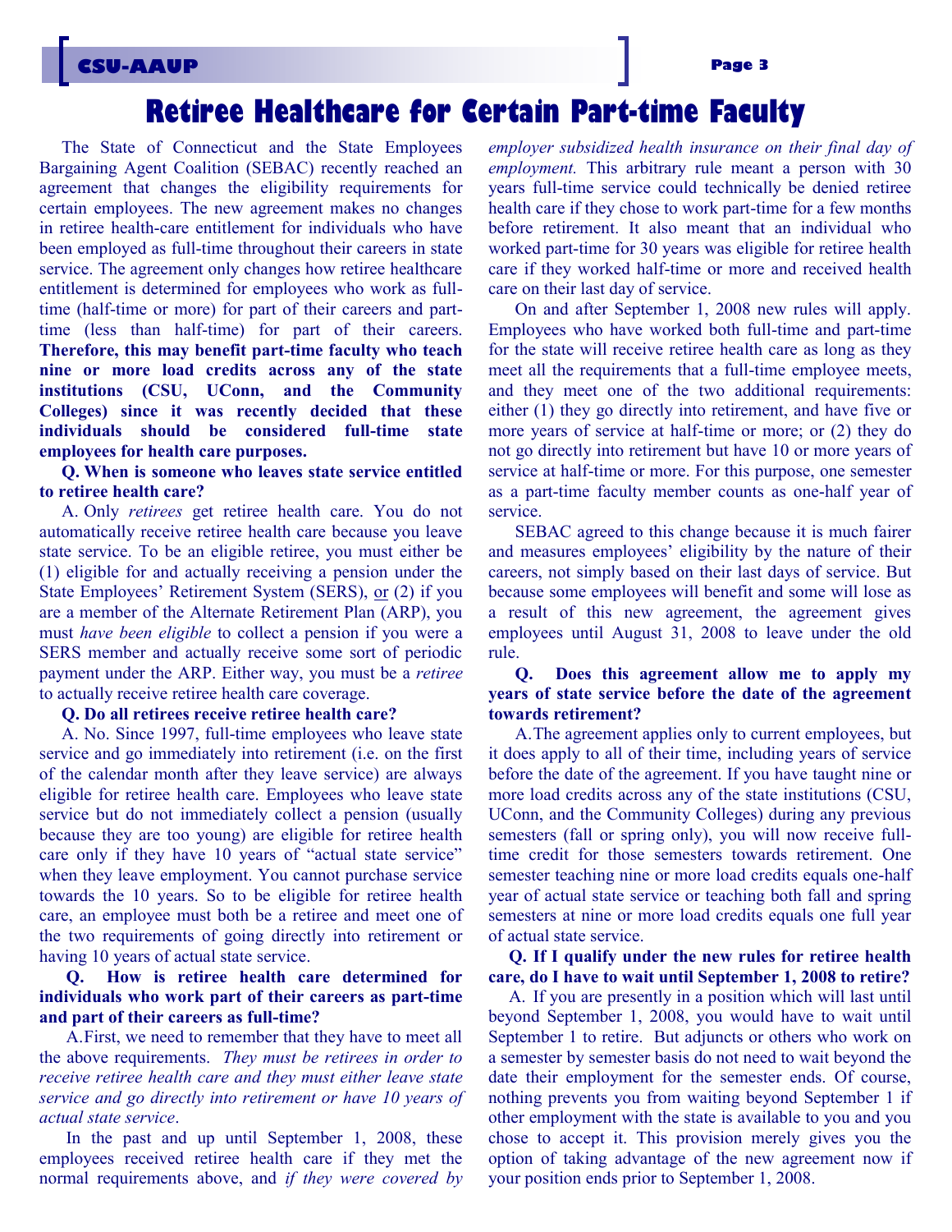# Retiree Healthcare for Certain Part-time Faculty

The State of Connecticut and the State Employees Bargaining Agent Coalition (SEBAC) recently reached an agreement that changes the eligibility requirements for certain employees. The new agreement makes no changes in retiree health-care entitlement for individuals who have been employed as full-time throughout their careers in state service. The agreement only changes how retiree healthcare entitlement is determined for employees who work as full-time (half-time or more) for part of their careers and part-time (less than half-time) for part of their careers. **Therefore, this may benefit part-time faculty who teach nine or more load credits across any of the state institutions (CSU, UConn, and the Community Colleges) since it was recently decided that these individuals should be considered full-time state employees for health care purposes.**

**Q. When is someone who leaves state service entitled to retiree health care?**

A. Only *retirees* get retiree health care. You do not automatically receive retiree health care because you leave state service. To be an eligible retiree, you must either be (1) eligible for and actually receiving a pension under the State Employees' Retirement System (SERS), or (2) if you are a member of the Alternate Retirement Plan (ARP), you must *have been eligible* to collect a pension if you were a SERS member and actually receive some sort of periodic payment under the ARP. Either way, you must be a *retiree* to actually receive retiree health care coverage.

**Q. Do all retirees receive retiree health care?**

A. No. Since 1997, full-time employees who leave state service and go immediately into retirement (i.e. on the first of the calendar month after they leave service) are always eligible for retiree health care. Employees who leave state service but do not immediately collect a pension (usually because they are too young) are eligible for retiree health care only if they have 10 years of "actual state service" when they leave employment. You cannot purchase service towards the 10 years. So to be eligible for retiree health care, an employee must both be a retiree and meet one of the two requirements of going directly into retirement or having 10 years of actual state service.

**Q. How is retiree health care determined for individuals who work part of their careers as part-time and part of their careers as full-time?**

A. First, we need to remember that they have to meet all the above requirements. *They must be retirees in order to receive retiree health care and they must either leave state service and go directly into retirement or have 10 years of actual state service*.

In the past and up until September 1, 2008, these employees received retiree health care if they met the normal requirements above, and *if they were covered by employer subsidized health insurance on their final day of employment.* This arbitrary rule meant a person with 30 years full-time service could technically be denied retiree health care if they chose to work part-time for a few months before retirement. It also meant that an individual who worked part-time for 30 years was eligible for retiree health care if they worked half-time or more and received health care on their last day of service.

On and after September 1, 2008 new rules will apply. Employees who have worked both full-time and part-time for the state will receive retiree health care as long as they meet all the requirements that a full-time employee meets, and they meet one of the two additional requirements: either (1) they go directly into retirement, and have five or more years of service at half-time or more; or (2) they do not go directly into retirement but have 10 or more years of service at half-time or more. For this purpose, one semester as a part-time faculty member counts as one-half year of service.

SEBAC agreed to this change because it is much fairer and measures employees' eligibility by the nature of their careers, not simply based on their last days of service. But because some employees will benefit and some will lose as a result of this new agreement, the agreement gives employees until August 31, 2008 to leave under the old rule.

**Q. Does this agreement allow me to apply my years of state service before the date of the agreement towards retirement?**

A. The agreement applies only to current employees, but it does apply to all of their time, including years of service before the date of the agreement. If you have taught nine or more load credits across any of the state institutions (CSU, UConn, and the Community Colleges) during any previous semesters (fall or spring only), you will now receive full-time credit for those semesters towards retirement. One semester teaching nine or more load credits equals one-half year of actual state service or teaching both fall and spring semesters at nine or more load credits equals one full year of actual state service.

**Q. If I qualify under the new rules for retiree health care, do I have to wait until September 1, 2008 to retire?**

A. If you are presently in a position which will last until beyond September 1, 2008, you would have to wait until September 1 to retire. But adjuncts or others who work on a semester by semester basis do not need to wait beyond the date their employment for the semester ends. Of course, nothing prevents you from waiting beyond September 1 if other employment with the state is available to you and you chose to accept it. This provision merely gives you the option of taking advantage of the new agreement now if your position ends prior to September 1, 2008.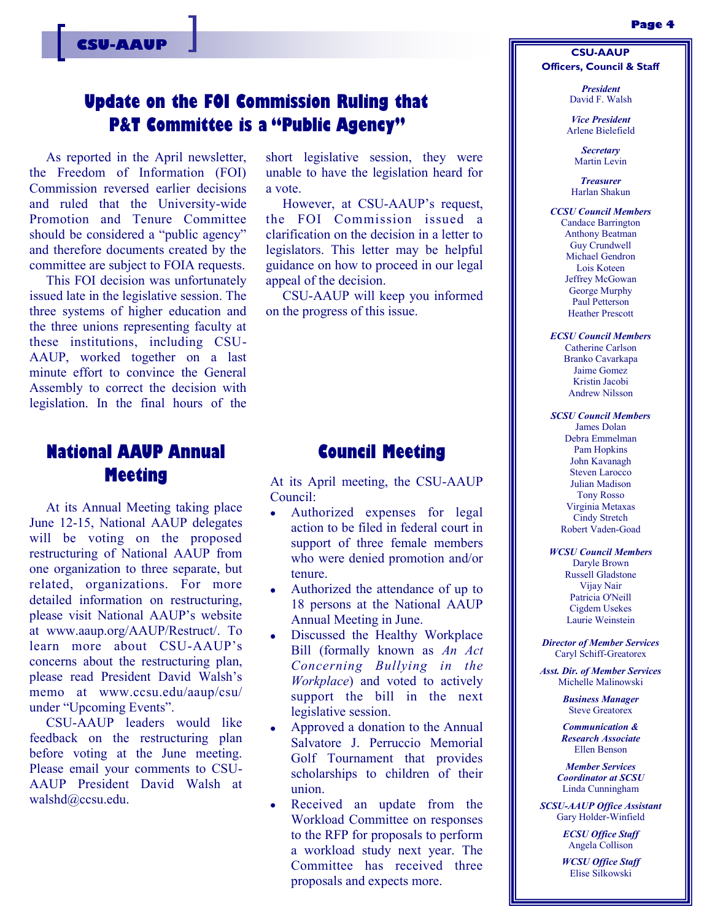## Update on the FOI Commission Ruling that P&T Committee is a "Public Agency"

As reported in the April newsletter, the Freedom of Information (FOI) Commission reversed earlier decisions and ruled that the University-wide Promotion and Tenure Committee should be considered a "public agency" and therefore documents created by the committee are subject to FOIA requests.

This FOI decision was unfortunately issued late in the legislative session. The three systems of higher education and the three unions representing faculty at these institutions, including CSU-AAUP, worked together on a last minute effort to convince the General Assembly to correct the decision with legislation. In the final hours of the short legislative session, they were unable to have the legislation heard for a vote.

However, at CSU-AAUP's request, the FOI Commission issued a clarification on the decision in a letter to legislators. This letter may be helpful guidance on how to proceed in our legal appeal of the decision.

CSU-AAUP will keep you informed on the progress of this issue.

## National AAUP Annual Meeting

At its Annual Meeting taking place June 12-15, National AAUP delegates will be voting on the proposed restructuring of National AAUP from one organization to three separate, but related, organizations. For more detailed information on restructuring, please visit National AAUP's website at www.aaup.org/AAUP/Restruct/. To learn more about CSU-AAUP's concerns about the restructuring plan, please read President David Walsh's memo at www.ccsu.edu/aaup/csu/ under "Upcoming Events".

CSU-AAUP leaders would like feedback on the restructuring plan before voting at the June meeting. Please email your comments to CSU-AAUP President David Walsh at walshd@ccsu.edu.

## Council Meeting

At its April meeting, the CSU-AAUP Council:

- Authorized expenses for legal action to be filed in federal court in support of three female members who were denied promotion and/or tenure.
- Authorized the attendance of up to 18 persons at the National AAUP Annual Meeting in June.
- Discussed the Healthy Workplace Bill (formally known as *An Act Concerning Bullying in the Workplace*) and voted to actively support the bill in the next legislative session.
- Approved a donation to the Annual Salvatore J. Perruccio Memorial Golf Tournament that provides scholarships to children of their union.
- Received an update from the Workload Committee on responses to the RFP for proposals to perform a workload study next year. The Committee has received three proposals and expects more.

---

### CSU-AAUP Officers, Council & Staff

***President***
David F. Walsh

***Vice President***
Arlene Bielefield

***Secretary***
Martin Levin

***Treasurer***
Harlan Shakun

***CCSU Council Members***
Candace Barrington
Anthony Beatman
Guy Crundwell
Michael Gendron
Lois Koteen
Jeffrey McGowan
George Murphy
Paul Petterson
Heather Prescott

***ECSU Council Members***
Catherine Carlson
Branko Cavarkapa
Jaime Gomez
Kristin Jacobi
Andrew Nilsson

***SCSU Council Members***
James Dolan
Debra Emmelman
Pam Hopkins
John Kavanagh
Steven Larocco
Julian Madison
Tony Rosso
Virginia Metaxas
Cindy Stretch
Robert Vaden-Goad

***WCSU Council Members***
Daryle Brown
Russell Gladstone
Vijay Nair
Patricia O'Neill
Cigdem Usekes
Laurie Weinstein

***Director of Member Services***
Caryl Schiff-Greatorex

***Asst. Dir. of Member Services***
Michelle Malinowski

***Business Manager***
Steve Greatorex

***Communication & Research Associate***
Ellen Benson

***Member Services Coordinator at SCSU***
Linda Cunningham

***SCSU-AAUP Office Assistant***
Gary Holder-Winfield

***ECSU Office Staff***
Angela Collison

***WCSU Office Staff***
Elise Silkowski